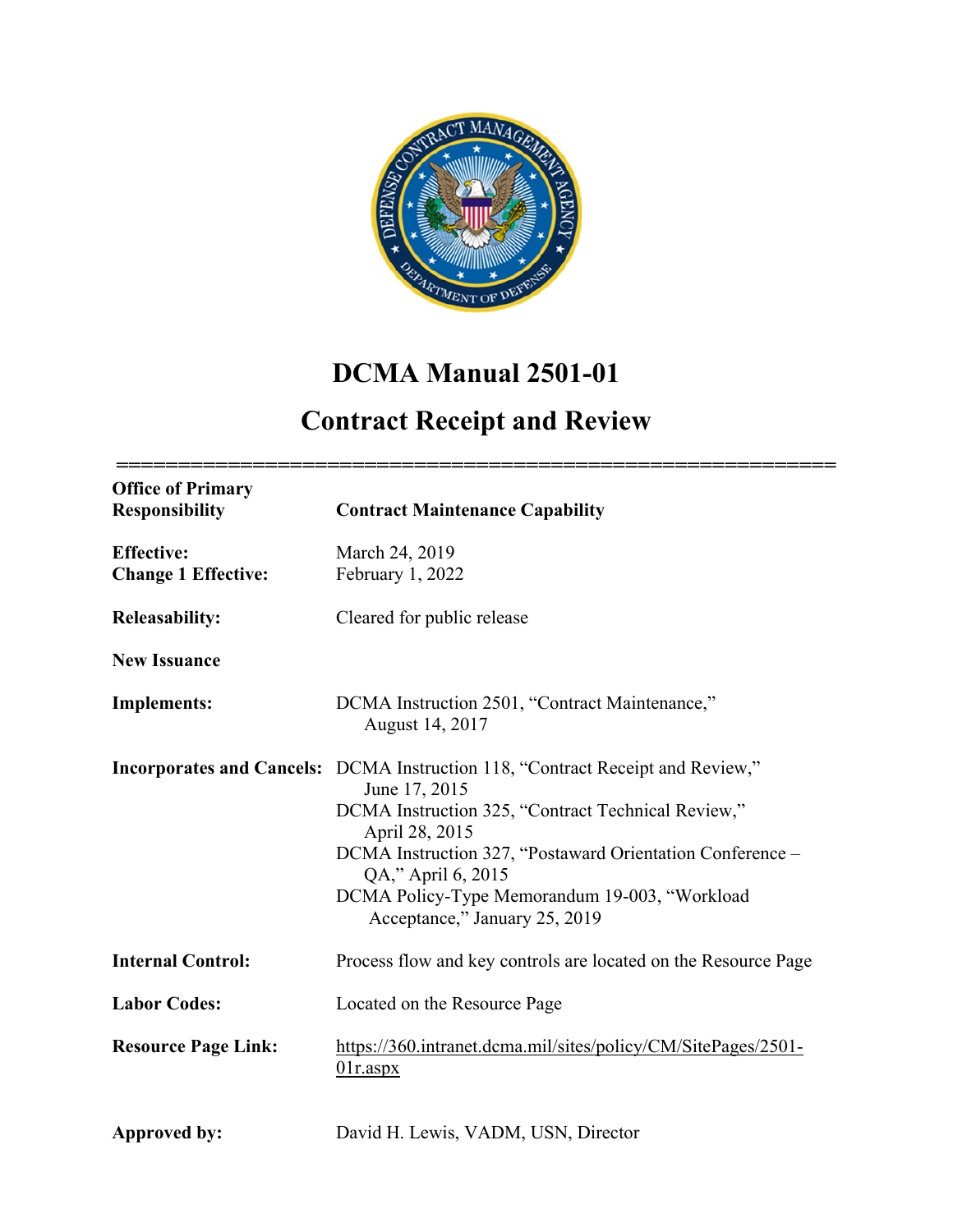# DCMA Manual 2501-01

# Contract Receipt and Review

| | |
|---|---|
| **Office of Primary Responsibility** | **Contract Maintenance Capability** |
| **Effective:** | March 24, 2019 |
| **Change 1 Effective:** | February 1, 2022 |
| **Releasability:** | Cleared for public release |
| **New Issuance** | |
| **Implements:** | DCMA Instruction 2501, "Contract Maintenance," August 14, 2017 |
| **Incorporates and Cancels:** | DCMA Instruction 118, "Contract Receipt and Review," June 17, 2015<br>DCMA Instruction 325, "Contract Technical Review," April 28, 2015<br>DCMA Instruction 327, "Postaward Orientation Conference – QA," April 6, 2015<br>DCMA Policy-Type Memorandum 19-003, "Workload Acceptance," January 25, 2019 |
| **Internal Control:** | Process flow and key controls are located on the Resource Page |
| **Labor Codes:** | Located on the Resource Page |
| **Resource Page Link:** | https://360.intranet.dcma.mil/sites/policy/CM/SitePages/2501-01r.aspx |
| **Approved by:** | David H. Lewis, VADM, USN, Director |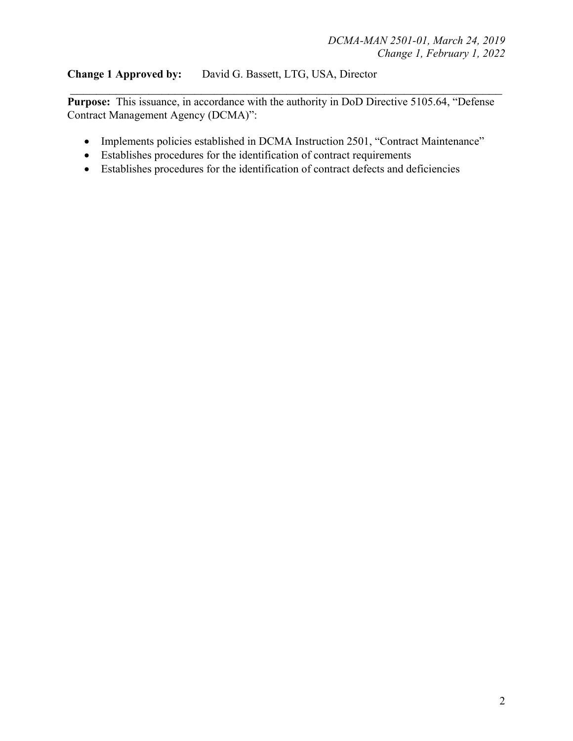**Change 1 Approved by:** David G. Bassett, LTG, USA, Director

---

**Purpose:** This issuance, in accordance with the authority in DoD Directive 5105.64, "Defense Contract Management Agency (DCMA)":

- Implements policies established in DCMA Instruction 2501, "Contract Maintenance"
- Establishes procedures for the identification of contract requirements
- Establishes procedures for the identification of contract defects and deficiencies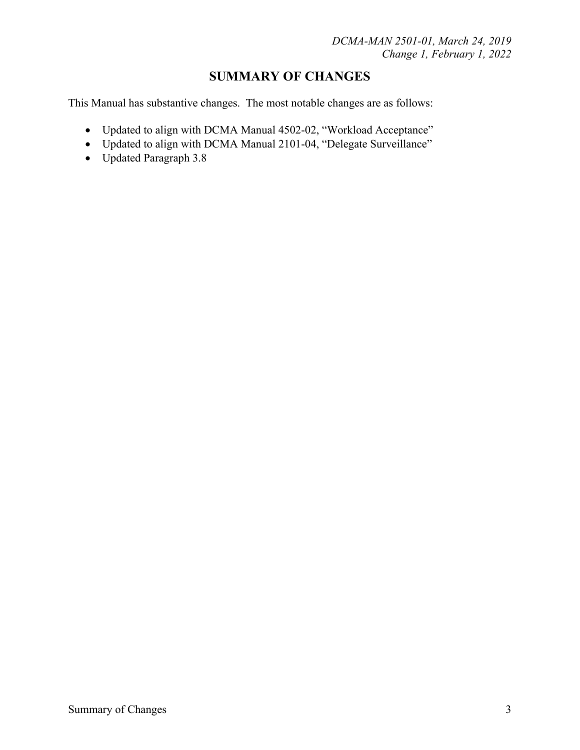# SUMMARY OF CHANGES

This Manual has substantive changes. The most notable changes are as follows:

- Updated to align with DCMA Manual 4502-02, "Workload Acceptance"
- Updated to align with DCMA Manual 2101-04, "Delegate Surveillance"
- Updated Paragraph 3.8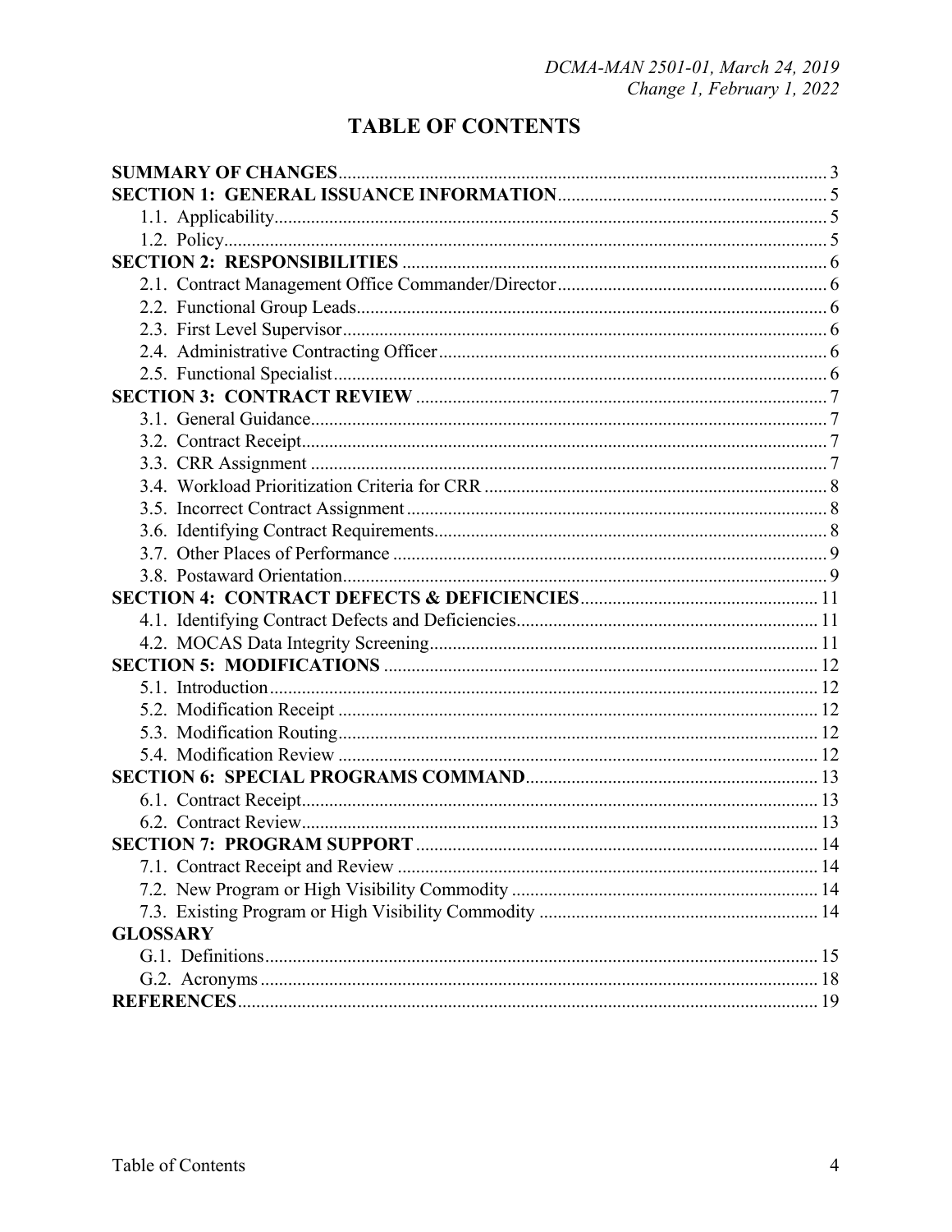# TABLE OF CONTENTS

**SUMMARY OF CHANGES** .......... 3
**SECTION 1: GENERAL ISSUANCE INFORMATION** .......... 5
  1.1. Applicability .......... 5
  1.2. Policy .......... 5
**SECTION 2: RESPONSIBILITIES** .......... 6
  2.1. Contract Management Office Commander/Director .......... 6
  2.2. Functional Group Leads .......... 6
  2.3. First Level Supervisor .......... 6
  2.4. Administrative Contracting Officer .......... 6
  2.5. Functional Specialist .......... 6
**SECTION 3: CONTRACT REVIEW** .......... 7
  3.1. General Guidance .......... 7
  3.2. Contract Receipt .......... 7
  3.3. CRR Assignment .......... 7
  3.4. Workload Prioritization Criteria for CRR .......... 8
  3.5. Incorrect Contract Assignment .......... 8
  3.6. Identifying Contract Requirements .......... 8
  3.7. Other Places of Performance .......... 9
  3.8. Postaward Orientation .......... 9
**SECTION 4: CONTRACT DEFECTS & DEFICIENCIES** .......... 11
  4.1. Identifying Contract Defects and Deficiencies .......... 11
  4.2. MOCAS Data Integrity Screening .......... 11
**SECTION 5: MODIFICATIONS** .......... 12
  5.1. Introduction .......... 12
  5.2. Modification Receipt .......... 12
  5.3. Modification Routing .......... 12
  5.4. Modification Review .......... 12
**SECTION 6: SPECIAL PROGRAMS COMMAND** .......... 13
  6.1. Contract Receipt .......... 13
  6.2. Contract Review .......... 13
**SECTION 7: PROGRAM SUPPORT** .......... 14
  7.1. Contract Receipt and Review .......... 14
  7.2. New Program or High Visibility Commodity .......... 14
  7.3. Existing Program or High Visibility Commodity .......... 14
**GLOSSARY**
  G.1. Definitions .......... 15
  G.2. Acronyms .......... 18
**REFERENCES** .......... 19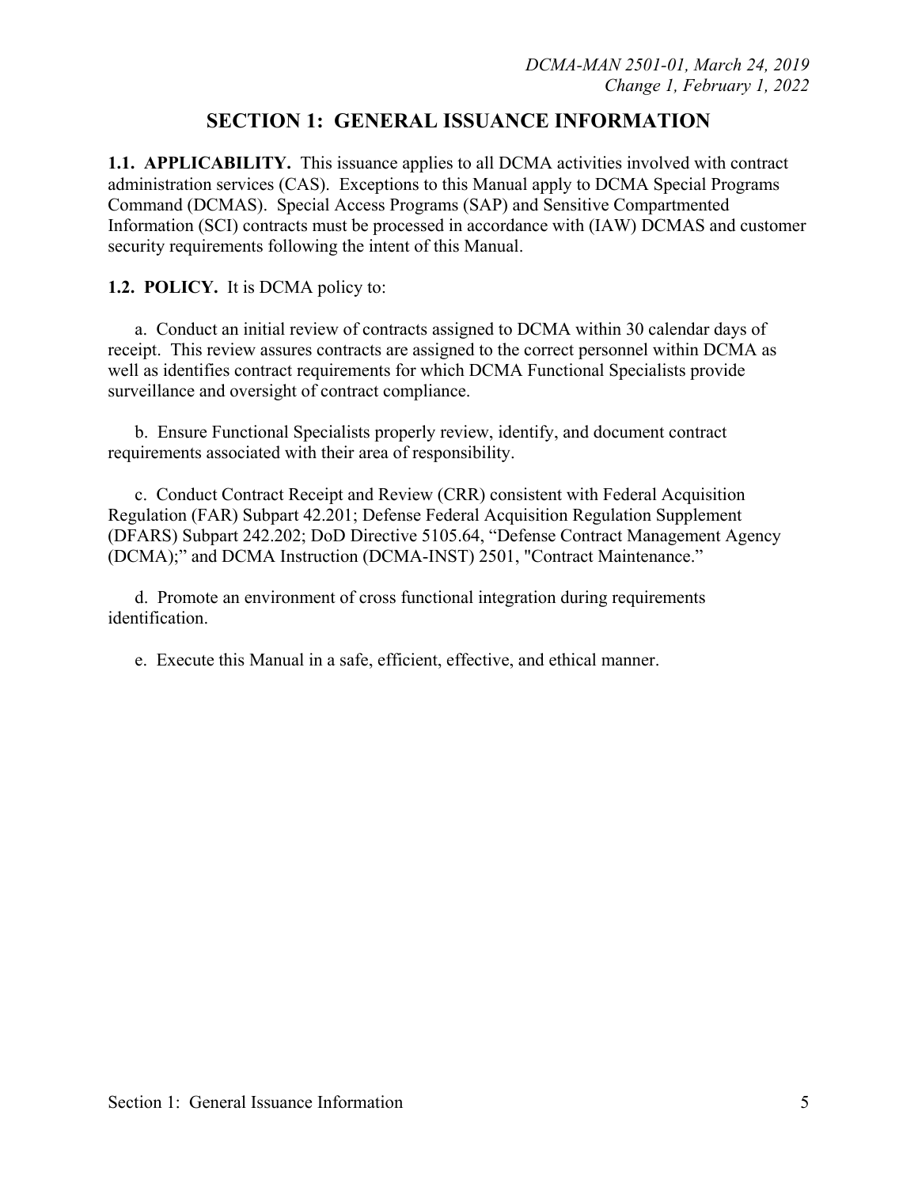## SECTION 1: GENERAL ISSUANCE INFORMATION

**1.1. APPLICABILITY.** This issuance applies to all DCMA activities involved with contract administration services (CAS). Exceptions to this Manual apply to DCMA Special Programs Command (DCMAS). Special Access Programs (SAP) and Sensitive Compartmented Information (SCI) contracts must be processed in accordance with (IAW) DCMAS and customer security requirements following the intent of this Manual.

**1.2. POLICY.** It is DCMA policy to:

a. Conduct an initial review of contracts assigned to DCMA within 30 calendar days of receipt. This review assures contracts are assigned to the correct personnel within DCMA as well as identifies contract requirements for which DCMA Functional Specialists provide surveillance and oversight of contract compliance.

b. Ensure Functional Specialists properly review, identify, and document contract requirements associated with their area of responsibility.

c. Conduct Contract Receipt and Review (CRR) consistent with Federal Acquisition Regulation (FAR) Subpart 42.201; Defense Federal Acquisition Regulation Supplement (DFARS) Subpart 242.202; DoD Directive 5105.64, "Defense Contract Management Agency (DCMA);" and DCMA Instruction (DCMA-INST) 2501, "Contract Maintenance."

d. Promote an environment of cross functional integration during requirements identification.

e. Execute this Manual in a safe, efficient, effective, and ethical manner.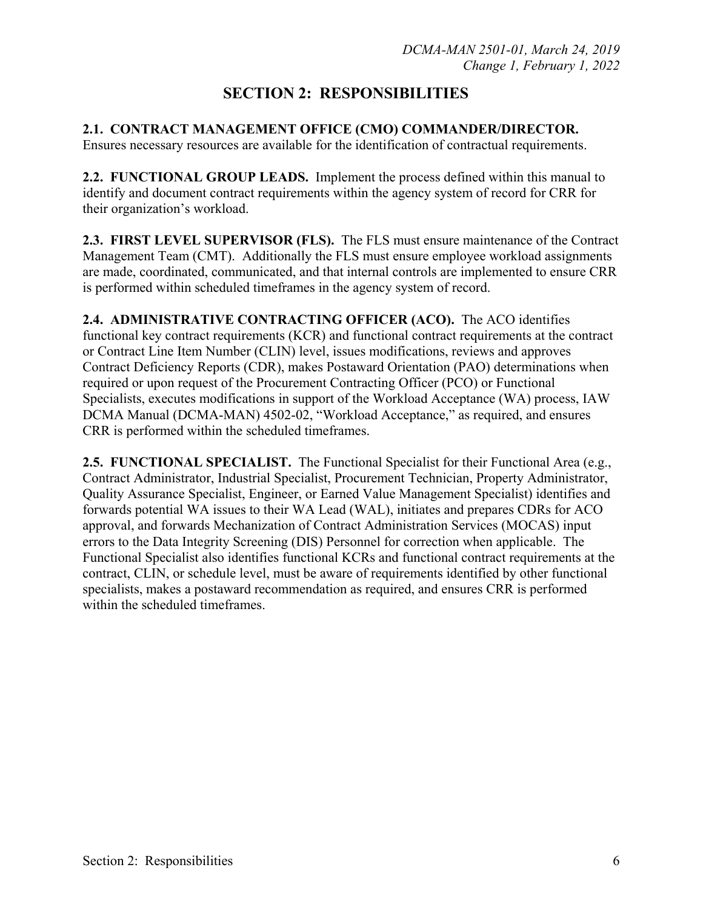# SECTION 2: RESPONSIBILITIES

**2.1. CONTRACT MANAGEMENT OFFICE (CMO) COMMANDER/DIRECTOR.** Ensures necessary resources are available for the identification of contractual requirements.

**2.2. FUNCTIONAL GROUP LEADS.** Implement the process defined within this manual to identify and document contract requirements within the agency system of record for CRR for their organization's workload.

**2.3. FIRST LEVEL SUPERVISOR (FLS).** The FLS must ensure maintenance of the Contract Management Team (CMT). Additionally the FLS must ensure employee workload assignments are made, coordinated, communicated, and that internal controls are implemented to ensure CRR is performed within scheduled timeframes in the agency system of record.

**2.4. ADMINISTRATIVE CONTRACTING OFFICER (ACO).** The ACO identifies functional key contract requirements (KCR) and functional contract requirements at the contract or Contract Line Item Number (CLIN) level, issues modifications, reviews and approves Contract Deficiency Reports (CDR), makes Postaward Orientation (PAO) determinations when required or upon request of the Procurement Contracting Officer (PCO) or Functional Specialists, executes modifications in support of the Workload Acceptance (WA) process, IAW DCMA Manual (DCMA-MAN) 4502-02, "Workload Acceptance," as required, and ensures CRR is performed within the scheduled timeframes.

**2.5. FUNCTIONAL SPECIALIST.** The Functional Specialist for their Functional Area (e.g., Contract Administrator, Industrial Specialist, Procurement Technician, Property Administrator, Quality Assurance Specialist, Engineer, or Earned Value Management Specialist) identifies and forwards potential WA issues to their WA Lead (WAL), initiates and prepares CDRs for ACO approval, and forwards Mechanization of Contract Administration Services (MOCAS) input errors to the Data Integrity Screening (DIS) Personnel for correction when applicable. The Functional Specialist also identifies functional KCRs and functional contract requirements at the contract, CLIN, or schedule level, must be aware of requirements identified by other functional specialists, makes a postaward recommendation as required, and ensures CRR is performed within the scheduled timeframes.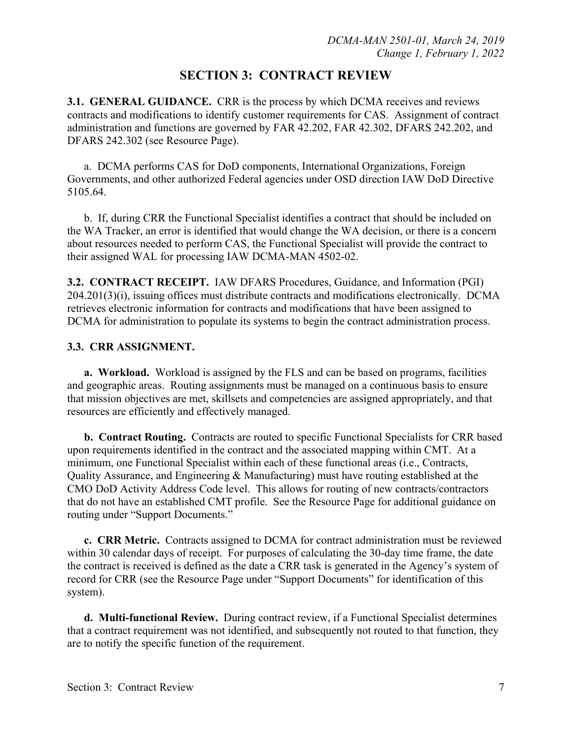# SECTION 3: CONTRACT REVIEW

**3.1. GENERAL GUIDANCE.** CRR is the process by which DCMA receives and reviews contracts and modifications to identify customer requirements for CAS. Assignment of contract administration and functions are governed by FAR 42.202, FAR 42.302, DFARS 242.202, and DFARS 242.302 (see Resource Page).

a. DCMA performs CAS for DoD components, International Organizations, Foreign Governments, and other authorized Federal agencies under OSD direction IAW DoD Directive 5105.64.

b. If, during CRR the Functional Specialist identifies a contract that should be included on the WA Tracker, an error is identified that would change the WA decision, or there is a concern about resources needed to perform CAS, the Functional Specialist will provide the contract to their assigned WAL for processing IAW DCMA-MAN 4502-02.

**3.2. CONTRACT RECEIPT.** IAW DFARS Procedures, Guidance, and Information (PGI) 204.201(3)(i), issuing offices must distribute contracts and modifications electronically. DCMA retrieves electronic information for contracts and modifications that have been assigned to DCMA for administration to populate its systems to begin the contract administration process.

**3.3. CRR ASSIGNMENT.**

**a. Workload.** Workload is assigned by the FLS and can be based on programs, facilities and geographic areas. Routing assignments must be managed on a continuous basis to ensure that mission objectives are met, skillsets and competencies are assigned appropriately, and that resources are efficiently and effectively managed.

**b. Contract Routing.** Contracts are routed to specific Functional Specialists for CRR based upon requirements identified in the contract and the associated mapping within CMT. At a minimum, one Functional Specialist within each of these functional areas (i.e., Contracts, Quality Assurance, and Engineering & Manufacturing) must have routing established at the CMO DoD Activity Address Code level. This allows for routing of new contracts/contractors that do not have an established CMT profile. See the Resource Page for additional guidance on routing under "Support Documents."

**c. CRR Metric.** Contracts assigned to DCMA for contract administration must be reviewed within 30 calendar days of receipt. For purposes of calculating the 30-day time frame, the date the contract is received is defined as the date a CRR task is generated in the Agency's system of record for CRR (see the Resource Page under "Support Documents" for identification of this system).

**d. Multi-functional Review.** During contract review, if a Functional Specialist determines that a contract requirement was not identified, and subsequently not routed to that function, they are to notify the specific function of the requirement.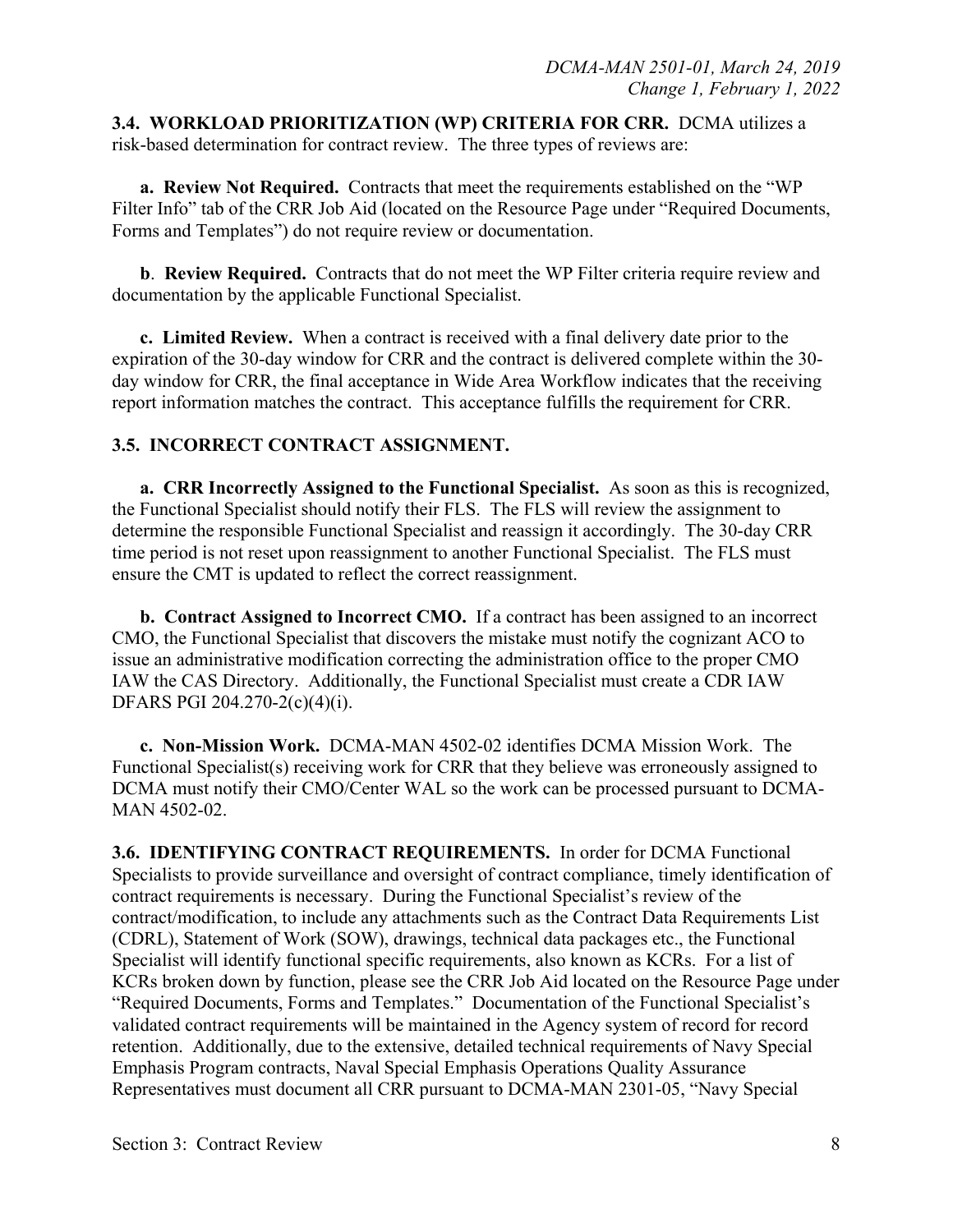**3.4. WORKLOAD PRIORITIZATION (WP) CRITERIA FOR CRR.** DCMA utilizes a risk-based determination for contract review. The three types of reviews are:

**a. Review Not Required.** Contracts that meet the requirements established on the "WP Filter Info" tab of the CRR Job Aid (located on the Resource Page under "Required Documents, Forms and Templates") do not require review or documentation.

**b**. **Review Required.** Contracts that do not meet the WP Filter criteria require review and documentation by the applicable Functional Specialist.

**c. Limited Review.** When a contract is received with a final delivery date prior to the expiration of the 30-day window for CRR and the contract is delivered complete within the 30-day window for CRR, the final acceptance in Wide Area Workflow indicates that the receiving report information matches the contract. This acceptance fulfills the requirement for CRR.

**3.5. INCORRECT CONTRACT ASSIGNMENT.**

**a. CRR Incorrectly Assigned to the Functional Specialist.** As soon as this is recognized, the Functional Specialist should notify their FLS. The FLS will review the assignment to determine the responsible Functional Specialist and reassign it accordingly. The 30-day CRR time period is not reset upon reassignment to another Functional Specialist. The FLS must ensure the CMT is updated to reflect the correct reassignment.

**b. Contract Assigned to Incorrect CMO.** If a contract has been assigned to an incorrect CMO, the Functional Specialist that discovers the mistake must notify the cognizant ACO to issue an administrative modification correcting the administration office to the proper CMO IAW the CAS Directory. Additionally, the Functional Specialist must create a CDR IAW DFARS PGI 204.270-2(c)(4)(i).

**c. Non-Mission Work.** DCMA-MAN 4502-02 identifies DCMA Mission Work. The Functional Specialist(s) receiving work for CRR that they believe was erroneously assigned to DCMA must notify their CMO/Center WAL so the work can be processed pursuant to DCMA-MAN 4502-02.

**3.6. IDENTIFYING CONTRACT REQUIREMENTS.** In order for DCMA Functional Specialists to provide surveillance and oversight of contract compliance, timely identification of contract requirements is necessary. During the Functional Specialist's review of the contract/modification, to include any attachments such as the Contract Data Requirements List (CDRL), Statement of Work (SOW), drawings, technical data packages etc., the Functional Specialist will identify functional specific requirements, also known as KCRs. For a list of KCRs broken down by function, please see the CRR Job Aid located on the Resource Page under "Required Documents, Forms and Templates." Documentation of the Functional Specialist's validated contract requirements will be maintained in the Agency system of record for record retention. Additionally, due to the extensive, detailed technical requirements of Navy Special Emphasis Program contracts, Naval Special Emphasis Operations Quality Assurance Representatives must document all CRR pursuant to DCMA-MAN 2301-05, "Navy Special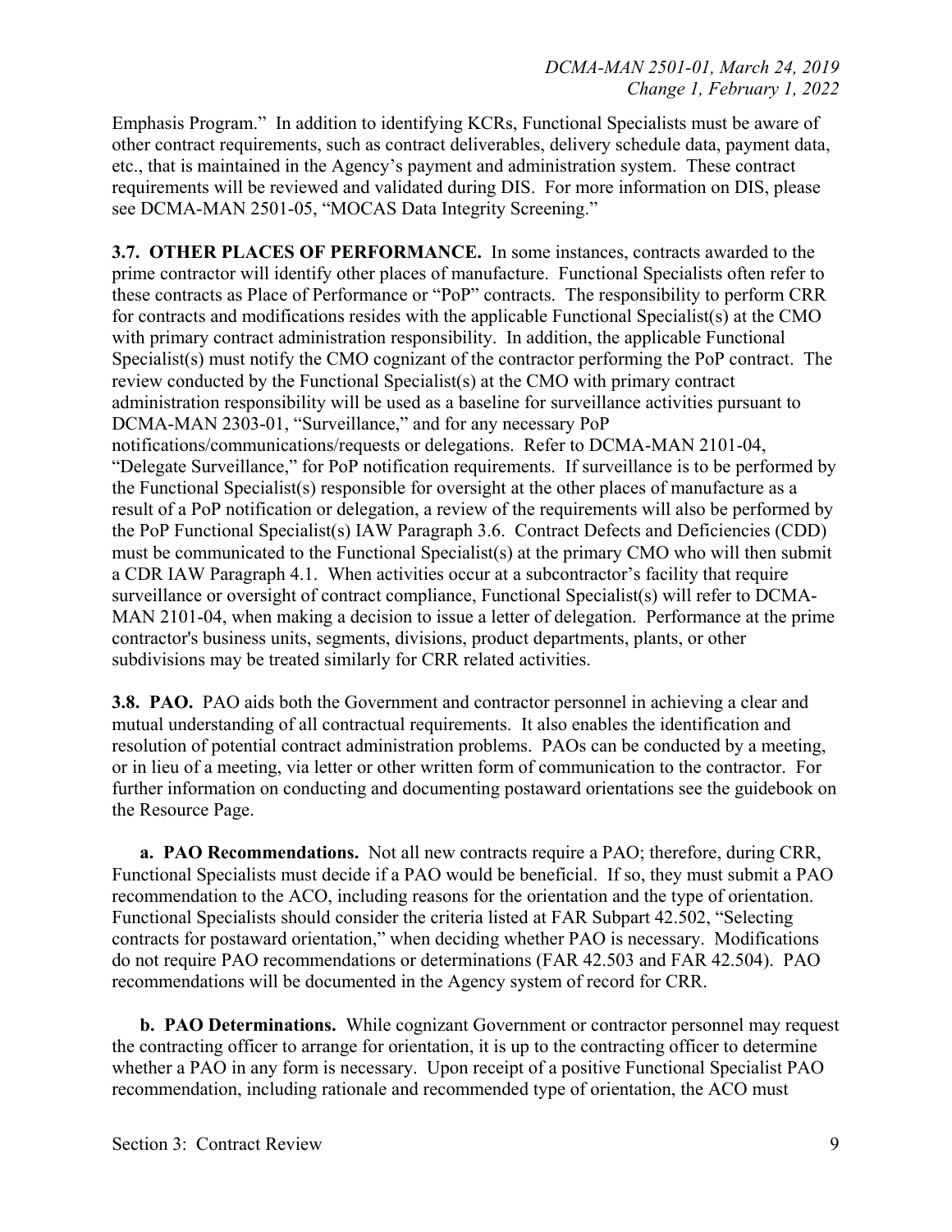Emphasis Program." In addition to identifying KCRs, Functional Specialists must be aware of other contract requirements, such as contract deliverables, delivery schedule data, payment data, etc., that is maintained in the Agency's payment and administration system. These contract requirements will be reviewed and validated during DIS. For more information on DIS, please see DCMA-MAN 2501-05, "MOCAS Data Integrity Screening."

**3.7. OTHER PLACES OF PERFORMANCE.** In some instances, contracts awarded to the prime contractor will identify other places of manufacture. Functional Specialists often refer to these contracts as Place of Performance or "PoP" contracts. The responsibility to perform CRR for contracts and modifications resides with the applicable Functional Specialist(s) at the CMO with primary contract administration responsibility. In addition, the applicable Functional Specialist(s) must notify the CMO cognizant of the contractor performing the PoP contract. The review conducted by the Functional Specialist(s) at the CMO with primary contract administration responsibility will be used as a baseline for surveillance activities pursuant to DCMA-MAN 2303-01, "Surveillance," and for any necessary PoP notifications/communications/requests or delegations. Refer to DCMA-MAN 2101-04, "Delegate Surveillance," for PoP notification requirements. If surveillance is to be performed by the Functional Specialist(s) responsible for oversight at the other places of manufacture as a result of a PoP notification or delegation, a review of the requirements will also be performed by the PoP Functional Specialist(s) IAW Paragraph 3.6. Contract Defects and Deficiencies (CDD) must be communicated to the Functional Specialist(s) at the primary CMO who will then submit a CDR IAW Paragraph 4.1. When activities occur at a subcontractor's facility that require surveillance or oversight of contract compliance, Functional Specialist(s) will refer to DCMA-MAN 2101-04, when making a decision to issue a letter of delegation. Performance at the prime contractor's business units, segments, divisions, product departments, plants, or other subdivisions may be treated similarly for CRR related activities.

**3.8. PAO.** PAO aids both the Government and contractor personnel in achieving a clear and mutual understanding of all contractual requirements. It also enables the identification and resolution of potential contract administration problems. PAOs can be conducted by a meeting, or in lieu of a meeting, via letter or other written form of communication to the contractor. For further information on conducting and documenting postaward orientations see the guidebook on the Resource Page.

**a. PAO Recommendations.** Not all new contracts require a PAO; therefore, during CRR, Functional Specialists must decide if a PAO would be beneficial. If so, they must submit a PAO recommendation to the ACO, including reasons for the orientation and the type of orientation. Functional Specialists should consider the criteria listed at FAR Subpart 42.502, "Selecting contracts for postaward orientation," when deciding whether PAO is necessary. Modifications do not require PAO recommendations or determinations (FAR 42.503 and FAR 42.504). PAO recommendations will be documented in the Agency system of record for CRR.

**b. PAO Determinations.** While cognizant Government or contractor personnel may request the contracting officer to arrange for orientation, it is up to the contracting officer to determine whether a PAO in any form is necessary. Upon receipt of a positive Functional Specialist PAO recommendation, including rationale and recommended type of orientation, the ACO must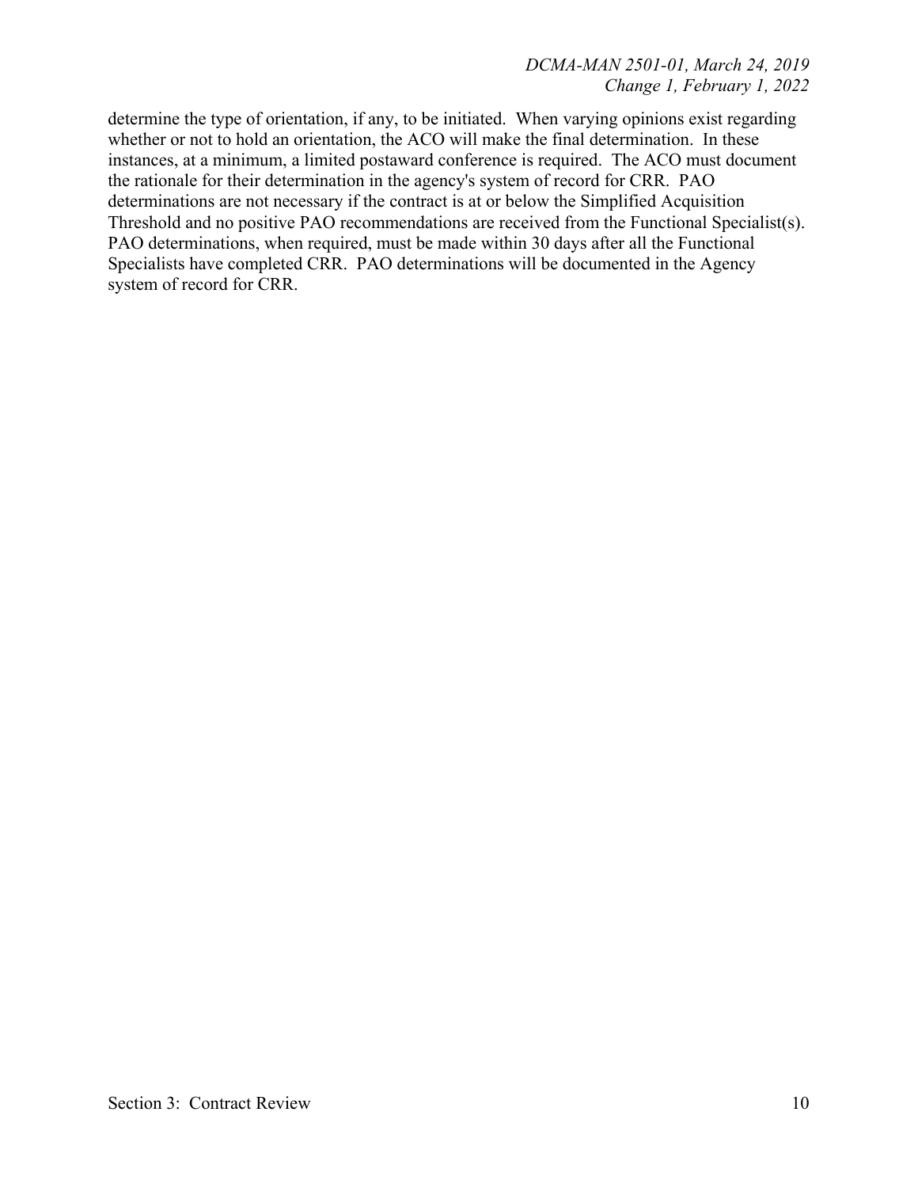determine the type of orientation, if any, to be initiated. When varying opinions exist regarding whether or not to hold an orientation, the ACO will make the final determination. In these instances, at a minimum, a limited postaward conference is required. The ACO must document the rationale for their determination in the agency's system of record for CRR. PAO determinations are not necessary if the contract is at or below the Simplified Acquisition Threshold and no positive PAO recommendations are received from the Functional Specialist(s). PAO determinations, when required, must be made within 30 days after all the Functional Specialists have completed CRR. PAO determinations will be documented in the Agency system of record for CRR.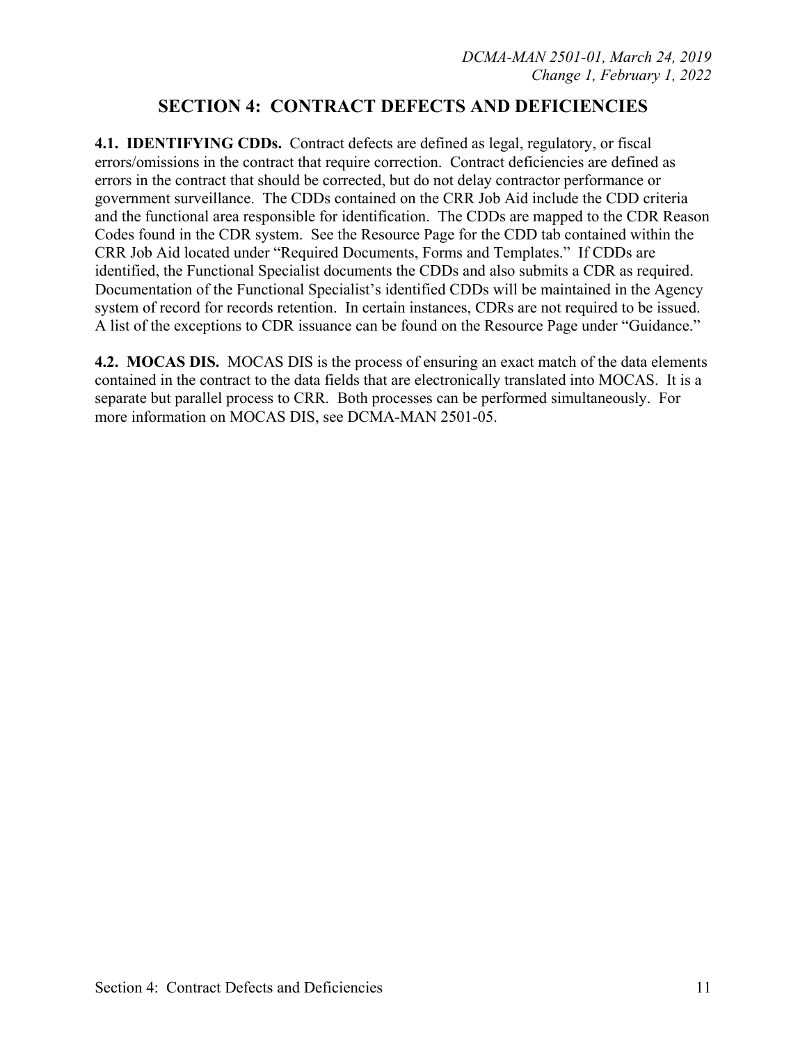# SECTION 4: CONTRACT DEFECTS AND DEFICIENCIES

**4.1. IDENTIFYING CDDs.** Contract defects are defined as legal, regulatory, or fiscal errors/omissions in the contract that require correction. Contract deficiencies are defined as errors in the contract that should be corrected, but do not delay contractor performance or government surveillance. The CDDs contained on the CRR Job Aid include the CDD criteria and the functional area responsible for identification. The CDDs are mapped to the CDR Reason Codes found in the CDR system. See the Resource Page for the CDD tab contained within the CRR Job Aid located under "Required Documents, Forms and Templates." If CDDs are identified, the Functional Specialist documents the CDDs and also submits a CDR as required. Documentation of the Functional Specialist's identified CDDs will be maintained in the Agency system of record for records retention. In certain instances, CDRs are not required to be issued. A list of the exceptions to CDR issuance can be found on the Resource Page under "Guidance."

**4.2. MOCAS DIS.** MOCAS DIS is the process of ensuring an exact match of the data elements contained in the contract to the data fields that are electronically translated into MOCAS. It is a separate but parallel process to CRR. Both processes can be performed simultaneously. For more information on MOCAS DIS, see DCMA-MAN 2501-05.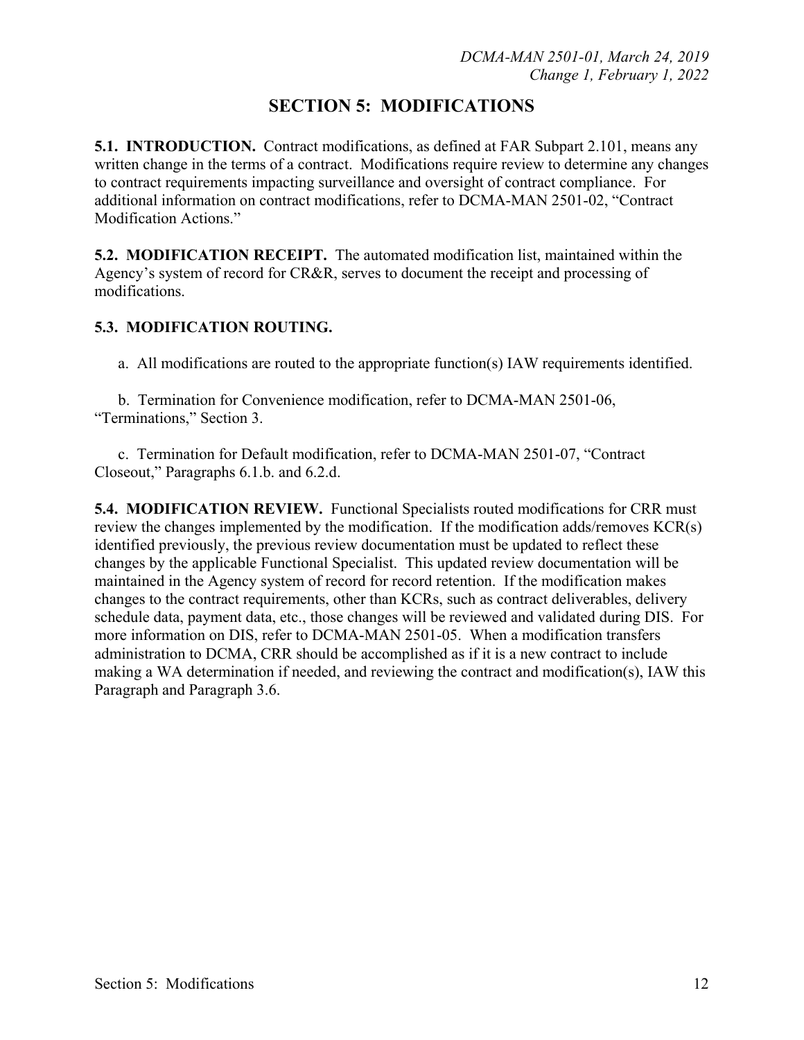# SECTION 5: MODIFICATIONS

**5.1. INTRODUCTION.** Contract modifications, as defined at FAR Subpart 2.101, means any written change in the terms of a contract. Modifications require review to determine any changes to contract requirements impacting surveillance and oversight of contract compliance. For additional information on contract modifications, refer to DCMA-MAN 2501-02, "Contract Modification Actions."

**5.2. MODIFICATION RECEIPT.** The automated modification list, maintained within the Agency's system of record for CR&R, serves to document the receipt and processing of modifications.

**5.3. MODIFICATION ROUTING.**

a. All modifications are routed to the appropriate function(s) IAW requirements identified.

b. Termination for Convenience modification, refer to DCMA-MAN 2501-06, "Terminations," Section 3.

c. Termination for Default modification, refer to DCMA-MAN 2501-07, "Contract Closeout," Paragraphs 6.1.b. and 6.2.d.

**5.4. MODIFICATION REVIEW.** Functional Specialists routed modifications for CRR must review the changes implemented by the modification. If the modification adds/removes KCR(s) identified previously, the previous review documentation must be updated to reflect these changes by the applicable Functional Specialist. This updated review documentation will be maintained in the Agency system of record for record retention. If the modification makes changes to the contract requirements, other than KCRs, such as contract deliverables, delivery schedule data, payment data, etc., those changes will be reviewed and validated during DIS. For more information on DIS, refer to DCMA-MAN 2501-05. When a modification transfers administration to DCMA, CRR should be accomplished as if it is a new contract to include making a WA determination if needed, and reviewing the contract and modification(s), IAW this Paragraph and Paragraph 3.6.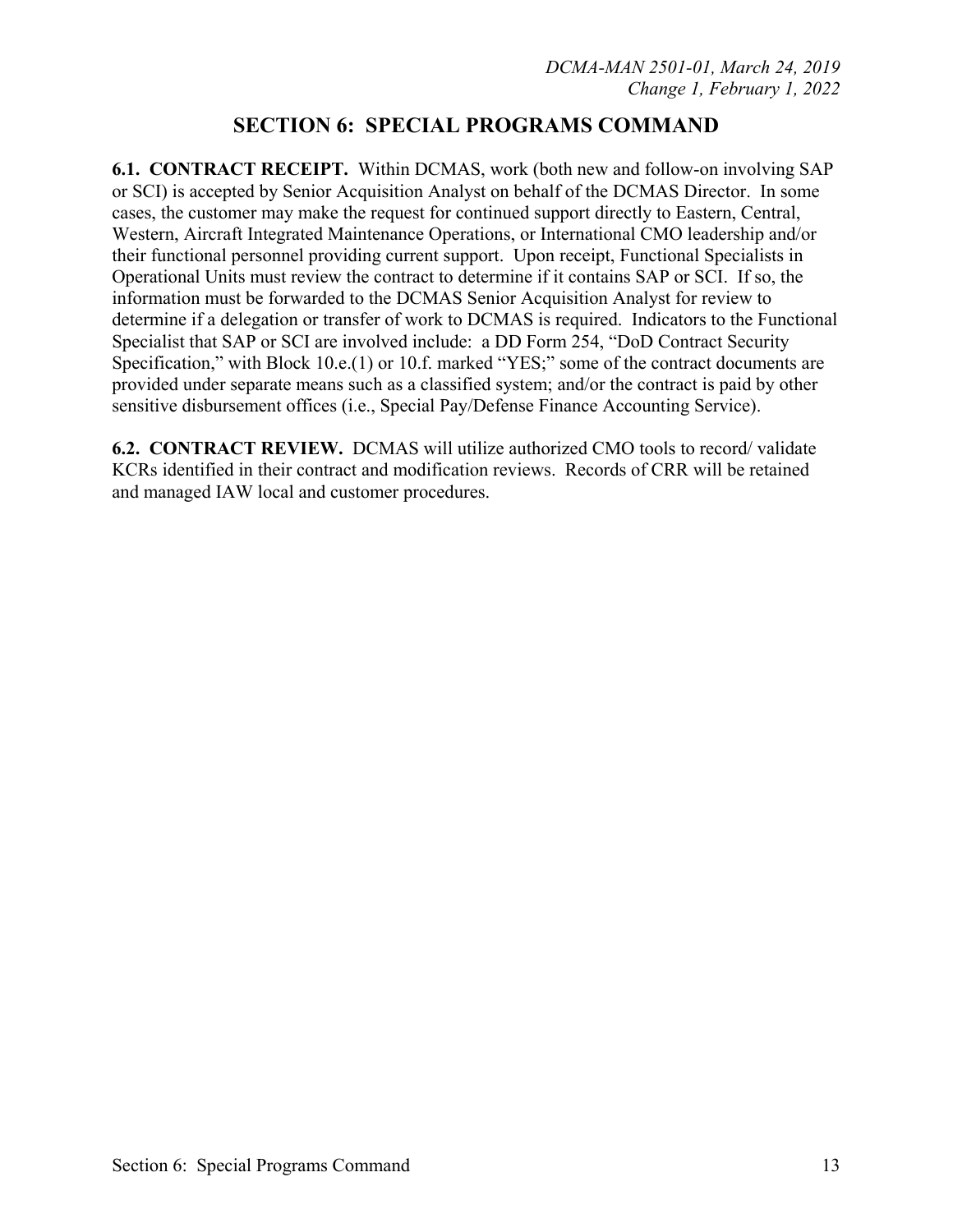# SECTION 6: SPECIAL PROGRAMS COMMAND

**6.1. CONTRACT RECEIPT.** Within DCMAS, work (both new and follow-on involving SAP or SCI) is accepted by Senior Acquisition Analyst on behalf of the DCMAS Director. In some cases, the customer may make the request for continued support directly to Eastern, Central, Western, Aircraft Integrated Maintenance Operations, or International CMO leadership and/or their functional personnel providing current support. Upon receipt, Functional Specialists in Operational Units must review the contract to determine if it contains SAP or SCI. If so, the information must be forwarded to the DCMAS Senior Acquisition Analyst for review to determine if a delegation or transfer of work to DCMAS is required. Indicators to the Functional Specialist that SAP or SCI are involved include: a DD Form 254, "DoD Contract Security Specification," with Block 10.e.(1) or 10.f. marked "YES;" some of the contract documents are provided under separate means such as a classified system; and/or the contract is paid by other sensitive disbursement offices (i.e., Special Pay/Defense Finance Accounting Service).

**6.2. CONTRACT REVIEW.** DCMAS will utilize authorized CMO tools to record/ validate KCRs identified in their contract and modification reviews. Records of CRR will be retained and managed IAW local and customer procedures.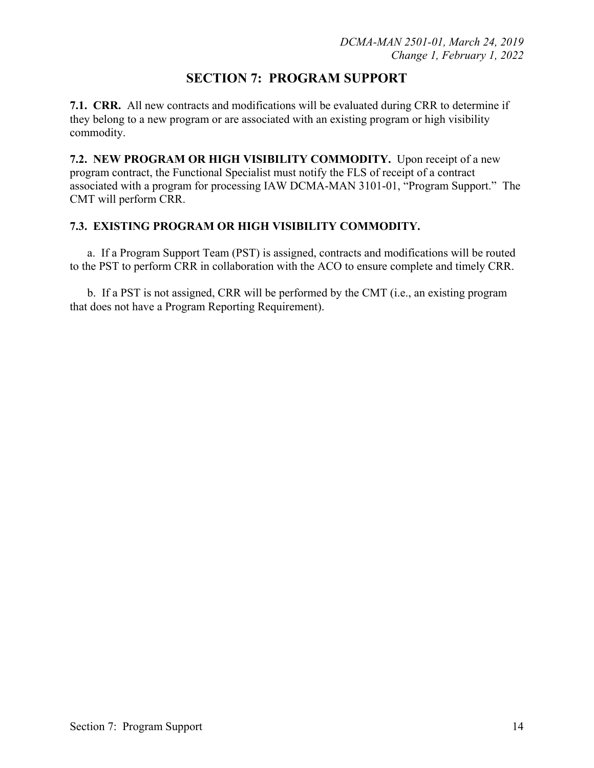# SECTION 7: PROGRAM SUPPORT

**7.1. CRR.** All new contracts and modifications will be evaluated during CRR to determine if they belong to a new program or are associated with an existing program or high visibility commodity.

**7.2. NEW PROGRAM OR HIGH VISIBILITY COMMODITY.** Upon receipt of a new program contract, the Functional Specialist must notify the FLS of receipt of a contract associated with a program for processing IAW DCMA-MAN 3101-01, "Program Support." The CMT will perform CRR.

**7.3. EXISTING PROGRAM OR HIGH VISIBILITY COMMODITY.**

a. If a Program Support Team (PST) is assigned, contracts and modifications will be routed to the PST to perform CRR in collaboration with the ACO to ensure complete and timely CRR.

b. If a PST is not assigned, CRR will be performed by the CMT (i.e., an existing program that does not have a Program Reporting Requirement).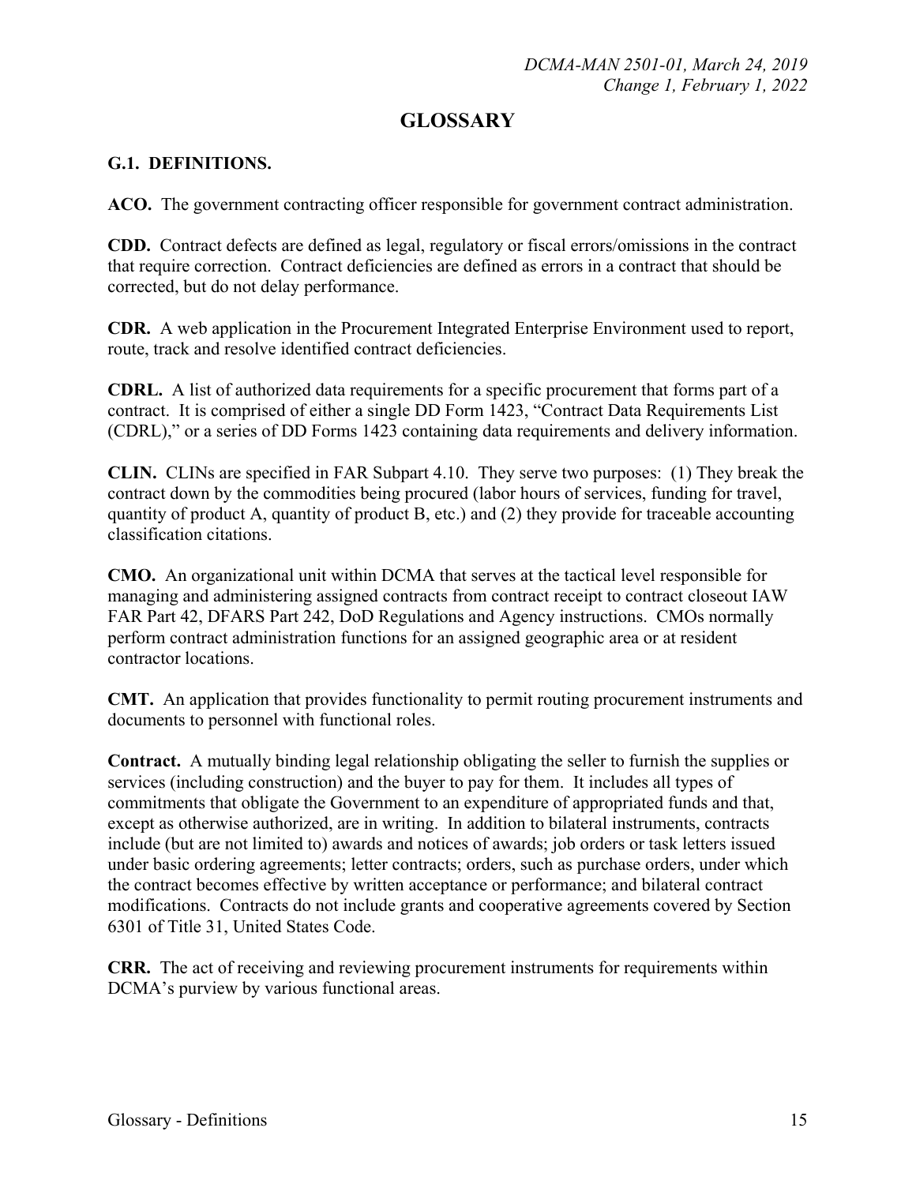# GLOSSARY

## G.1. DEFINITIONS.

**ACO.** The government contracting officer responsible for government contract administration.

**CDD.** Contract defects are defined as legal, regulatory or fiscal errors/omissions in the contract that require correction. Contract deficiencies are defined as errors in a contract that should be corrected, but do not delay performance.

**CDR.** A web application in the Procurement Integrated Enterprise Environment used to report, route, track and resolve identified contract deficiencies.

**CDRL.** A list of authorized data requirements for a specific procurement that forms part of a contract. It is comprised of either a single DD Form 1423, "Contract Data Requirements List (CDRL)," or a series of DD Forms 1423 containing data requirements and delivery information.

**CLIN.** CLINs are specified in FAR Subpart 4.10. They serve two purposes: (1) They break the contract down by the commodities being procured (labor hours of services, funding for travel, quantity of product A, quantity of product B, etc.) and (2) they provide for traceable accounting classification citations.

**CMO.** An organizational unit within DCMA that serves at the tactical level responsible for managing and administering assigned contracts from contract receipt to contract closeout IAW FAR Part 42, DFARS Part 242, DoD Regulations and Agency instructions. CMOs normally perform contract administration functions for an assigned geographic area or at resident contractor locations.

**CMT.** An application that provides functionality to permit routing procurement instruments and documents to personnel with functional roles.

**Contract.** A mutually binding legal relationship obligating the seller to furnish the supplies or services (including construction) and the buyer to pay for them. It includes all types of commitments that obligate the Government to an expenditure of appropriated funds and that, except as otherwise authorized, are in writing. In addition to bilateral instruments, contracts include (but are not limited to) awards and notices of awards; job orders or task letters issued under basic ordering agreements; letter contracts; orders, such as purchase orders, under which the contract becomes effective by written acceptance or performance; and bilateral contract modifications. Contracts do not include grants and cooperative agreements covered by Section 6301 of Title 31, United States Code.

**CRR.** The act of receiving and reviewing procurement instruments for requirements within DCMA's purview by various functional areas.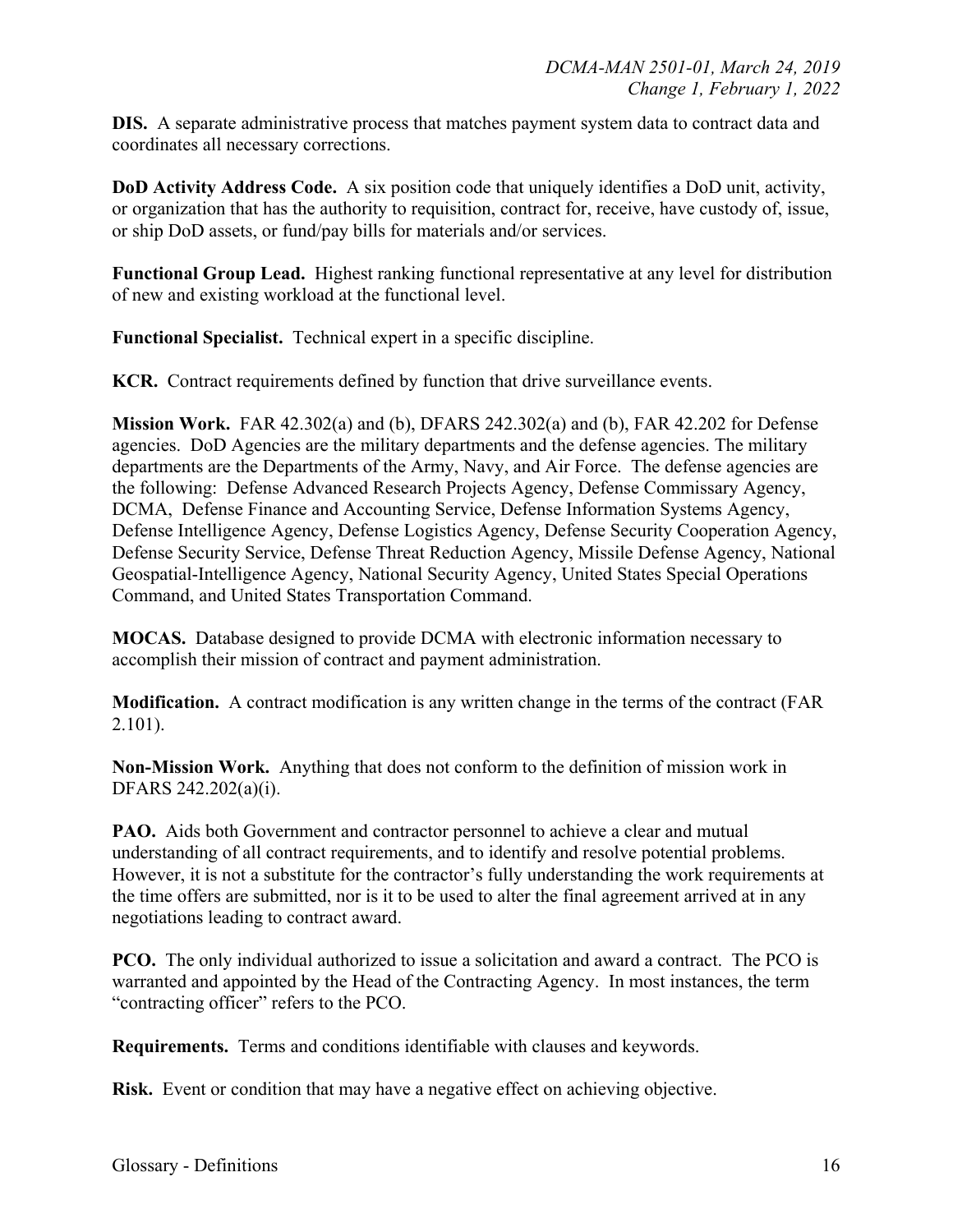**DIS.** A separate administrative process that matches payment system data to contract data and coordinates all necessary corrections.

**DoD Activity Address Code.** A six position code that uniquely identifies a DoD unit, activity, or organization that has the authority to requisition, contract for, receive, have custody of, issue, or ship DoD assets, or fund/pay bills for materials and/or services.

**Functional Group Lead.** Highest ranking functional representative at any level for distribution of new and existing workload at the functional level.

**Functional Specialist.** Technical expert in a specific discipline.

**KCR.** Contract requirements defined by function that drive surveillance events.

**Mission Work.** FAR 42.302(a) and (b), DFARS 242.302(a) and (b), FAR 42.202 for Defense agencies. DoD Agencies are the military departments and the defense agencies. The military departments are the Departments of the Army, Navy, and Air Force. The defense agencies are the following: Defense Advanced Research Projects Agency, Defense Commissary Agency, DCMA, Defense Finance and Accounting Service, Defense Information Systems Agency, Defense Intelligence Agency, Defense Logistics Agency, Defense Security Cooperation Agency, Defense Security Service, Defense Threat Reduction Agency, Missile Defense Agency, National Geospatial-Intelligence Agency, National Security Agency, United States Special Operations Command, and United States Transportation Command.

**MOCAS.** Database designed to provide DCMA with electronic information necessary to accomplish their mission of contract and payment administration.

**Modification.** A contract modification is any written change in the terms of the contract (FAR 2.101).

**Non-Mission Work.** Anything that does not conform to the definition of mission work in DFARS 242.202(a)(i).

**PAO.** Aids both Government and contractor personnel to achieve a clear and mutual understanding of all contract requirements, and to identify and resolve potential problems. However, it is not a substitute for the contractor's fully understanding the work requirements at the time offers are submitted, nor is it to be used to alter the final agreement arrived at in any negotiations leading to contract award.

**PCO.** The only individual authorized to issue a solicitation and award a contract. The PCO is warranted and appointed by the Head of the Contracting Agency. In most instances, the term "contracting officer" refers to the PCO.

**Requirements.** Terms and conditions identifiable with clauses and keywords.

**Risk.** Event or condition that may have a negative effect on achieving objective.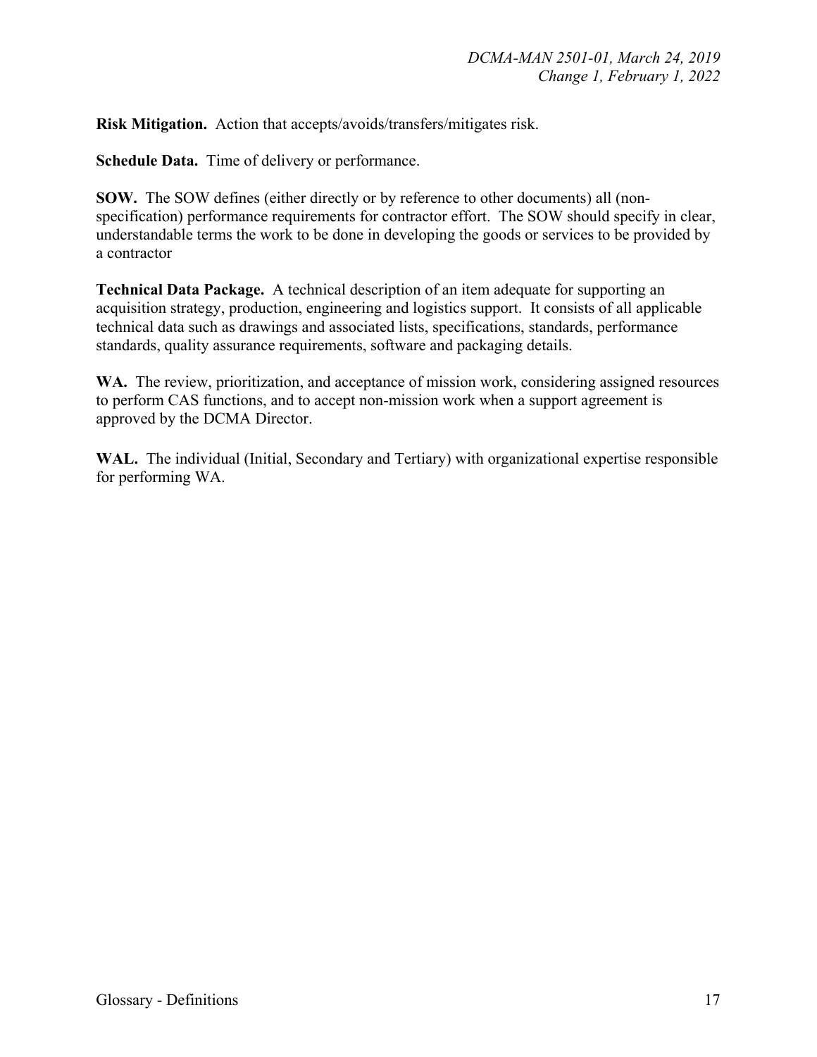**Risk Mitigation.** Action that accepts/avoids/transfers/mitigates risk.

**Schedule Data.** Time of delivery or performance.

**SOW.** The SOW defines (either directly or by reference to other documents) all (non-specification) performance requirements for contractor effort. The SOW should specify in clear, understandable terms the work to be done in developing the goods or services to be provided by a contractor

**Technical Data Package.** A technical description of an item adequate for supporting an acquisition strategy, production, engineering and logistics support. It consists of all applicable technical data such as drawings and associated lists, specifications, standards, performance standards, quality assurance requirements, software and packaging details.

**WA.** The review, prioritization, and acceptance of mission work, considering assigned resources to perform CAS functions, and to accept non-mission work when a support agreement is approved by the DCMA Director.

**WAL.** The individual (Initial, Secondary and Tertiary) with organizational expertise responsible for performing WA.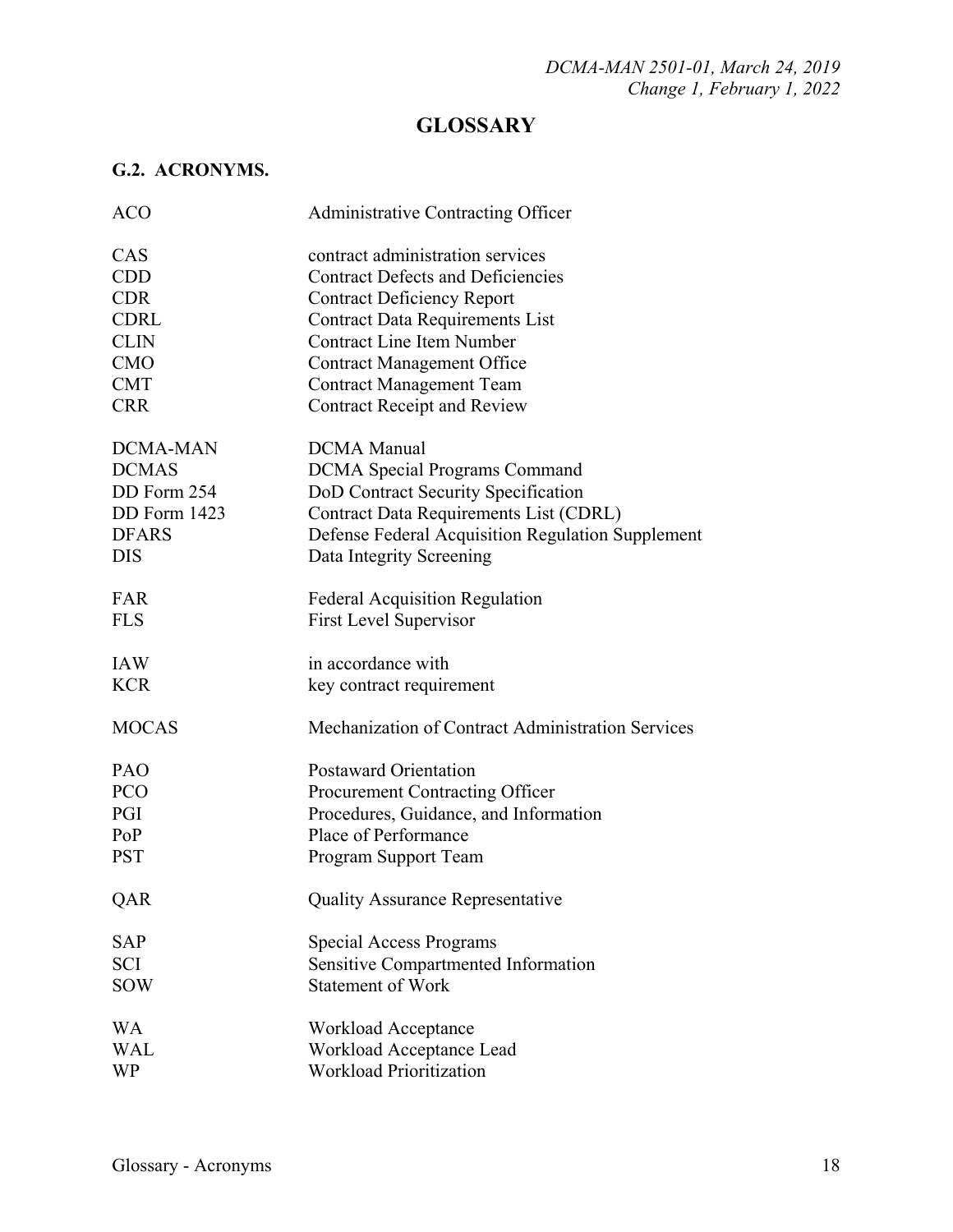# GLOSSARY

## G.2. ACRONYMS.

| | |
|---|---|
| ACO | Administrative Contracting Officer |
| CAS | contract administration services |
| CDD | Contract Defects and Deficiencies |
| CDR | Contract Deficiency Report |
| CDRL | Contract Data Requirements List |
| CLIN | Contract Line Item Number |
| CMO | Contract Management Office |
| CMT | Contract Management Team |
| CRR | Contract Receipt and Review |
| DCMA-MAN | DCMA Manual |
| DCMAS | DCMA Special Programs Command |
| DD Form 254 | DoD Contract Security Specification |
| DD Form 1423 | Contract Data Requirements List (CDRL) |
| DFARS | Defense Federal Acquisition Regulation Supplement |
| DIS | Data Integrity Screening |
| FAR | Federal Acquisition Regulation |
| FLS | First Level Supervisor |
| IAW | in accordance with |
| KCR | key contract requirement |
| MOCAS | Mechanization of Contract Administration Services |
| PAO | Postaward Orientation |
| PCO | Procurement Contracting Officer |
| PGI | Procedures, Guidance, and Information |
| PoP | Place of Performance |
| PST | Program Support Team |
| QAR | Quality Assurance Representative |
| SAP | Special Access Programs |
| SCI | Sensitive Compartmented Information |
| SOW | Statement of Work |
| WA | Workload Acceptance |
| WAL | Workload Acceptance Lead |
| WP | Workload Prioritization |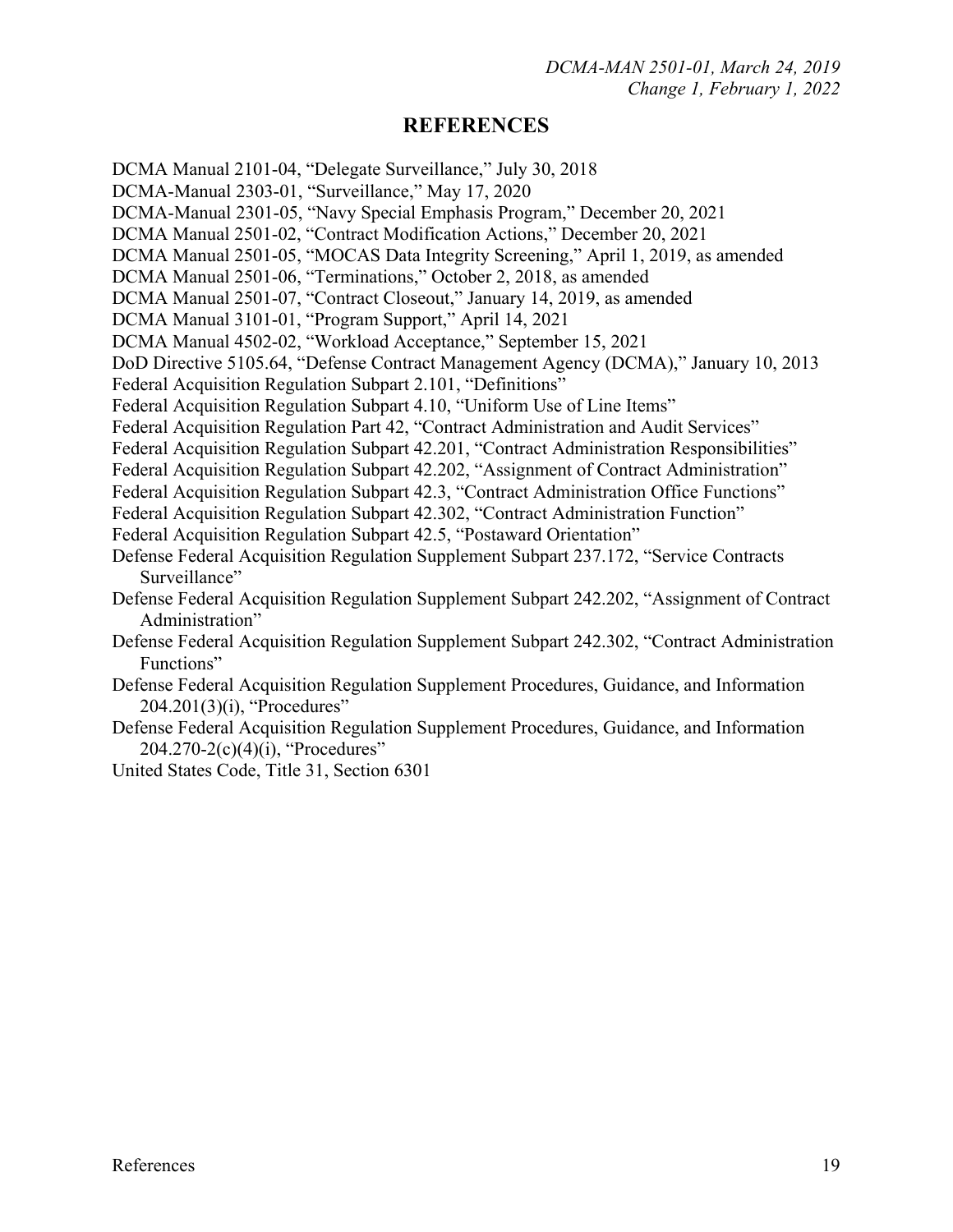# REFERENCES

DCMA Manual 2101-04, "Delegate Surveillance," July 30, 2018
DCMA-Manual 2303-01, "Surveillance," May 17, 2020
DCMA-Manual 2301-05, "Navy Special Emphasis Program," December 20, 2021
DCMA Manual 2501-02, "Contract Modification Actions," December 20, 2021
DCMA Manual 2501-05, "MOCAS Data Integrity Screening," April 1, 2019, as amended
DCMA Manual 2501-06, "Terminations," October 2, 2018, as amended
DCMA Manual 2501-07, "Contract Closeout," January 14, 2019, as amended
DCMA Manual 3101-01, "Program Support," April 14, 2021
DCMA Manual 4502-02, "Workload Acceptance," September 15, 2021
DoD Directive 5105.64, "Defense Contract Management Agency (DCMA)," January 10, 2013
Federal Acquisition Regulation Subpart 2.101, "Definitions"
Federal Acquisition Regulation Subpart 4.10, "Uniform Use of Line Items"
Federal Acquisition Regulation Part 42, "Contract Administration and Audit Services"
Federal Acquisition Regulation Subpart 42.201, "Contract Administration Responsibilities"
Federal Acquisition Regulation Subpart 42.202, "Assignment of Contract Administration"
Federal Acquisition Regulation Subpart 42.3, "Contract Administration Office Functions"
Federal Acquisition Regulation Subpart 42.302, "Contract Administration Function"
Federal Acquisition Regulation Subpart 42.5, "Postaward Orientation"
Defense Federal Acquisition Regulation Supplement Subpart 237.172, "Service Contracts Surveillance"
Defense Federal Acquisition Regulation Supplement Subpart 242.202, "Assignment of Contract Administration"
Defense Federal Acquisition Regulation Supplement Subpart 242.302, "Contract Administration Functions"
Defense Federal Acquisition Regulation Supplement Procedures, Guidance, and Information 204.201(3)(i), "Procedures"
Defense Federal Acquisition Regulation Supplement Procedures, Guidance, and Information 204.270-2(c)(4)(i), "Procedures"
United States Code, Title 31, Section 6301